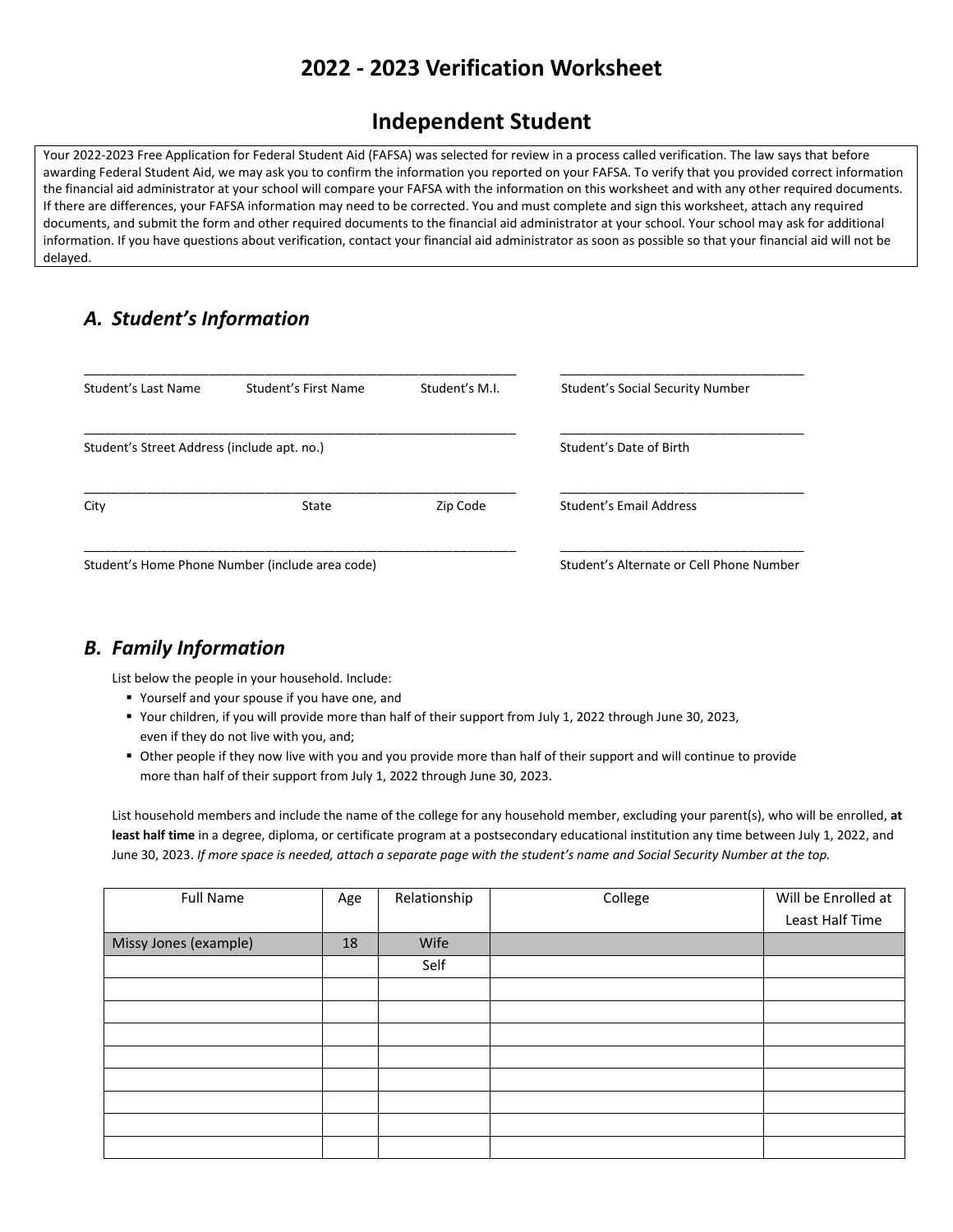# 2022 - 2023 Verification Worksheet

## Independent Student

Your 2022-2023 Free Application for Federal Student Aid (FAFSA) was selected for review in a process called verification. The law says that before awarding Federal Student Aid, we may ask you to confirm the information you reported on your FAFSA. To verify that you provided correct information the financial aid administrator at your school will compare your FAFSA with the information on this worksheet and with any other required documents. If there are differences, your FAFSA information may need to be corrected. You and must complete and sign this worksheet, attach any required documents, and submit the form and other required documents to the financial aid administrator at your school. Your school may ask for additional information. If you have questions about verification, contact your financial aid administrator as soon as possible so that your financial aid will not be delayed.

### *A. Student's Information*

_______________________________________________ _______________________________

Student's Last Name Student's First Name Student's M.I. Student's Social Security Number

_______________________________________________ _______________________________

Student's Street Address (include apt. no.) Student's Date of Birth

_______________________________________________ _______________________________

City State Zip Code Student's Email Address

_______________________________________________ _______________________________

Student's Home Phone Number (include area code) Student's Alternate or Cell Phone Number

### *B. Family Information*

List below the people in your household. Include:

- Yourself and your spouse if you have one, and
- Your children, if you will provide more than half of their support from July 1, 2022 through June 30, 2023, even if they do not live with you, and;
- Other people if they now live with you and you provide more than half of their support and will continue to provide more than half of their support from July 1, 2022 through June 30, 2023.

List household members and include the name of the college for any household member, excluding your parent(s), who will be enrolled, **at least half time** in a degree, diploma, or certificate program at a postsecondary educational institution any time between July 1, 2022, and June 30, 2023. *If more space is needed, attach a separate page with the student's name and Social Security Number at the top.*

| Full Name | Age | Relationship | College | Will be Enrolled at Least Half Time |
|---|---|---|---|---|
| Missy Jones (example) | 18 | Wife | | |
| | | Self | | |
| | | | | |
| | | | | |
| | | | | |
| | | | | |
| | | | | |
| | | | | |
| | | | | |
| | | | | |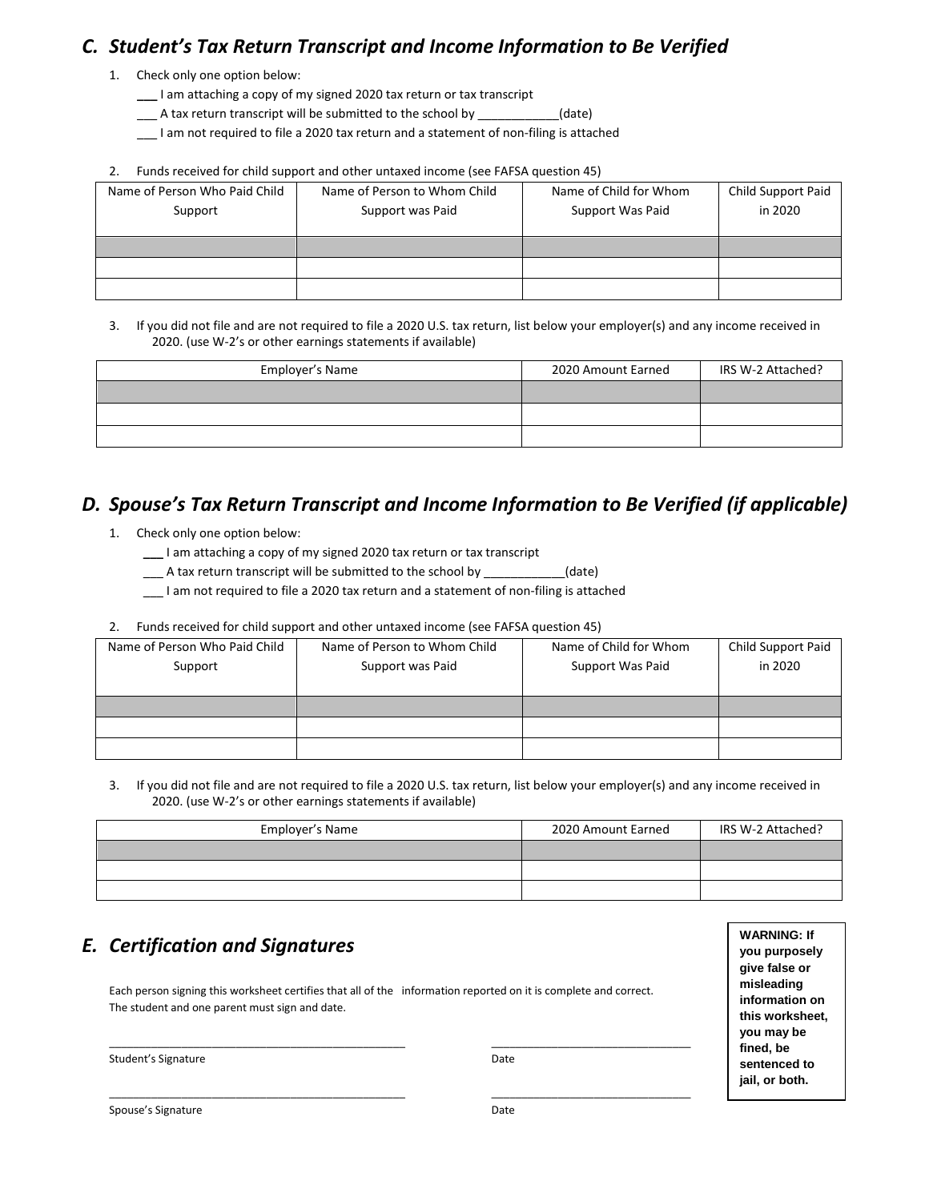## *C. Student's Tax Return Transcript and Income Information to Be Verified*

1. Check only one option below:
   ___ I am attaching a copy of my signed 2020 tax return or tax transcript
   ___ A tax return transcript will be submitted to the school by ____________(date)
   ___ I am not required to file a 2020 tax return and a statement of non-filing is attached

2. Funds received for child support and other untaxed income (see FAFSA question 45)

| Name of Person Who Paid Child Support | Name of Person to Whom Child Support was Paid | Name of Child for Whom Support Was Paid | Child Support Paid in 2020 |
|---|---|---|---|
| | | | |
| | | | |
| | | | |

3. If you did not file and are not required to file a 2020 U.S. tax return, list below your employer(s) and any income received in 2020. (use W-2's or other earnings statements if available)

| Employer's Name | 2020 Amount Earned | IRS W-2 Attached? |
|---|---|---|
| | | |
| | | |
| | | |

## *D. Spouse's Tax Return Transcript and Income Information to Be Verified (if applicable)*

1. Check only one option below:
   ___ I am attaching a copy of my signed 2020 tax return or tax transcript
   ___ A tax return transcript will be submitted to the school by ____________(date)
   ___ I am not required to file a 2020 tax return and a statement of non-filing is attached

2. Funds received for child support and other untaxed income (see FAFSA question 45)

| Name of Person Who Paid Child Support | Name of Person to Whom Child Support was Paid | Name of Child for Whom Support Was Paid | Child Support Paid in 2020 |
|---|---|---|---|
| | | | |
| | | | |
| | | | |

3. If you did not file and are not required to file a 2020 U.S. tax return, list below your employer(s) and any income received in 2020. (use W-2's or other earnings statements if available)

| Employer's Name | 2020 Amount Earned | IRS W-2 Attached? |
|---|---|---|
| | | |
| | | |
| | | |

## *E. Certification and Signatures*

Each person signing this worksheet certifies that all of the information reported on it is complete and correct. The student and one parent must sign and date.

**WARNING: If you purposely give false or misleading information on this worksheet, you may be fined, be sentenced to jail, or both.**

_______________________________________________ _______________________________

Student's Signature Date

_______________________________________________ _______________________________

Spouse's Signature Date